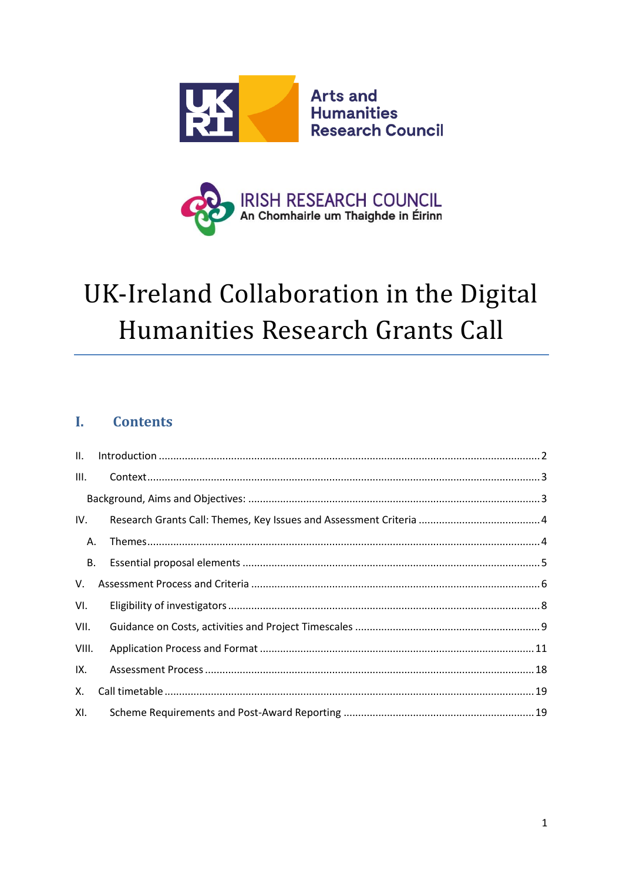Arts and Humanities Research Council

IRISH RESEARCH COUNCIL
An Chomhairle um Thaighde in Éirinn

# UK-Ireland Collaboration in the Digital Humanities Research Grants Call

## I. Contents

II. Introduction ........................................ 2

III. Context ........................................ 3

Background, Aims and Objectives: ........................................ 3

IV. Research Grants Call: Themes, Key Issues and Assessment Criteria ........................................ 4

A. Themes ........................................ 4

B. Essential proposal elements ........................................ 5

V. Assessment Process and Criteria ........................................ 6

VI. Eligibility of investigators ........................................ 8

VII. Guidance on Costs, activities and Project Timescales ........................................ 9

VIII. Application Process and Format ........................................ 11

IX. Assessment Process ........................................ 18

X. Call timetable ........................................ 19

XI. Scheme Requirements and Post-Award Reporting ........................................ 19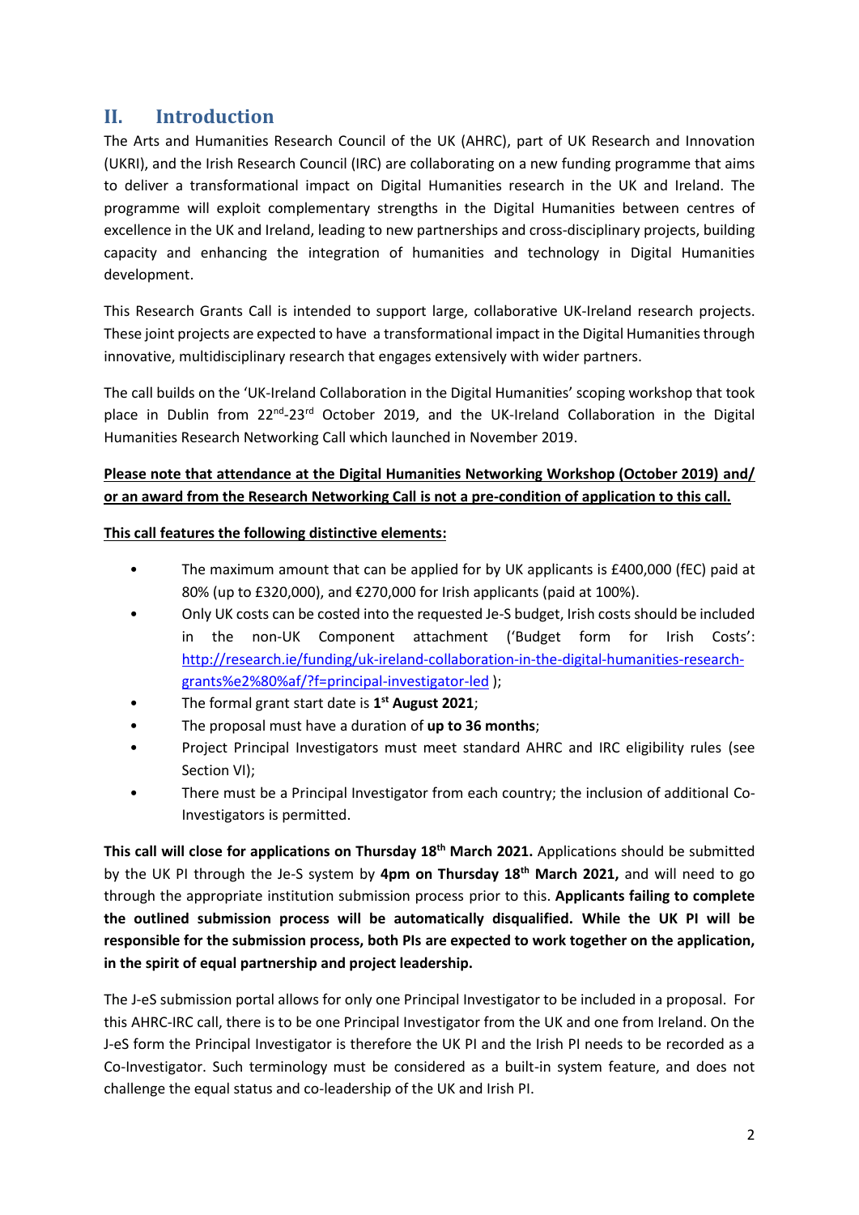## II. Introduction

The Arts and Humanities Research Council of the UK (AHRC), part of UK Research and Innovation (UKRI), and the Irish Research Council (IRC) are collaborating on a new funding programme that aims to deliver a transformational impact on Digital Humanities research in the UK and Ireland. The programme will exploit complementary strengths in the Digital Humanities between centres of excellence in the UK and Ireland, leading to new partnerships and cross-disciplinary projects, building capacity and enhancing the integration of humanities and technology in Digital Humanities development.

This Research Grants Call is intended to support large, collaborative UK-Ireland research projects. These joint projects are expected to have a transformational impact in the Digital Humanities through innovative, multidisciplinary research that engages extensively with wider partners.

The call builds on the 'UK-Ireland Collaboration in the Digital Humanities' scoping workshop that took place in Dublin from 22nd-23rd October 2019, and the UK-Ireland Collaboration in the Digital Humanities Research Networking Call which launched in November 2019.

**Please note that attendance at the Digital Humanities Networking Workshop (October 2019) and/ or an award from the Research Networking Call is not a pre-condition of application to this call.**

**This call features the following distinctive elements:**

- The maximum amount that can be applied for by UK applicants is £400,000 (fEC) paid at 80% (up to £320,000), and €270,000 for Irish applicants (paid at 100%).
- Only UK costs can be costed into the requested Je-S budget, Irish costs should be included in the non-UK Component attachment ('Budget form for Irish Costs': http://research.ie/funding/uk-ireland-collaboration-in-the-digital-humanities-research-grants%e2%80%af/?f=principal-investigator-led );
- The formal grant start date is **1st August 2021**;
- The proposal must have a duration of **up to 36 months**;
- Project Principal Investigators must meet standard AHRC and IRC eligibility rules (see Section VI);
- There must be a Principal Investigator from each country; the inclusion of additional Co-Investigators is permitted.

**This call will close for applications on Thursday 18th March 2021.** Applications should be submitted by the UK PI through the Je-S system by **4pm on Thursday 18th March 2021,** and will need to go through the appropriate institution submission process prior to this. **Applicants failing to complete the outlined submission process will be automatically disqualified. While the UK PI will be responsible for the submission process, both PIs are expected to work together on the application, in the spirit of equal partnership and project leadership.**

The J-eS submission portal allows for only one Principal Investigator to be included in a proposal. For this AHRC-IRC call, there is to be one Principal Investigator from the UK and one from Ireland. On the J-eS form the Principal Investigator is therefore the UK PI and the Irish PI needs to be recorded as a Co-Investigator. Such terminology must be considered as a built-in system feature, and does not challenge the equal status and co-leadership of the UK and Irish PI.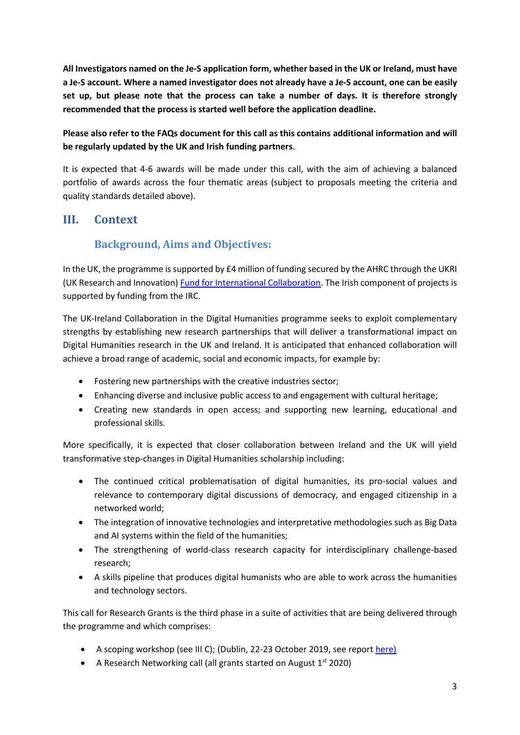**All Investigators named on the Je-S application form, whether based in the UK or Ireland, must have a Je-S account. Where a named investigator does not already have a Je-S account, one can be easily set up, but please note that the process can take a number of days. It is therefore strongly recommended that the process is started well before the application deadline.**

**Please also refer to the FAQs document for this call as this contains additional information and will be regularly updated by the UK and Irish funding partners**.

It is expected that 4-6 awards will be made under this call, with the aim of achieving a balanced portfolio of awards across the four thematic areas (subject to proposals meeting the criteria and quality standards detailed above).

## III. Context

### Background, Aims and Objectives:

In the UK, the programme is supported by £4 million of funding secured by the AHRC through the UKRI (UK Research and Innovation) [Fund for International Collaboration](). The Irish component of projects is supported by funding from the IRC.

The UK-Ireland Collaboration in the Digital Humanities programme seeks to exploit complementary strengths by establishing new research partnerships that will deliver a transformational impact on Digital Humanities research in the UK and Ireland. It is anticipated that enhanced collaboration will achieve a broad range of academic, social and economic impacts, for example by:

- Fostering new partnerships with the creative industries sector;
- Enhancing diverse and inclusive public access to and engagement with cultural heritage;
- Creating new standards in open access; and supporting new learning, educational and professional skills.

More specifically, it is expected that closer collaboration between Ireland and the UK will yield transformative step-changes in Digital Humanities scholarship including:

- The continued critical problematisation of digital humanities, its pro-social values and relevance to contemporary digital discussions of democracy, and engaged citizenship in a networked world;
- The integration of innovative technologies and interpretative methodologies such as Big Data and AI systems within the field of the humanities;
- The strengthening of world-class research capacity for interdisciplinary challenge-based research;
- A skills pipeline that produces digital humanists who are able to work across the humanities and technology sectors.

This call for Research Grants is the third phase in a suite of activities that are being delivered through the programme and which comprises:

- A scoping workshop (see III C); (Dublin, 22-23 October 2019, see report [here)]()
- A Research Networking call (all grants started on August 1st 2020)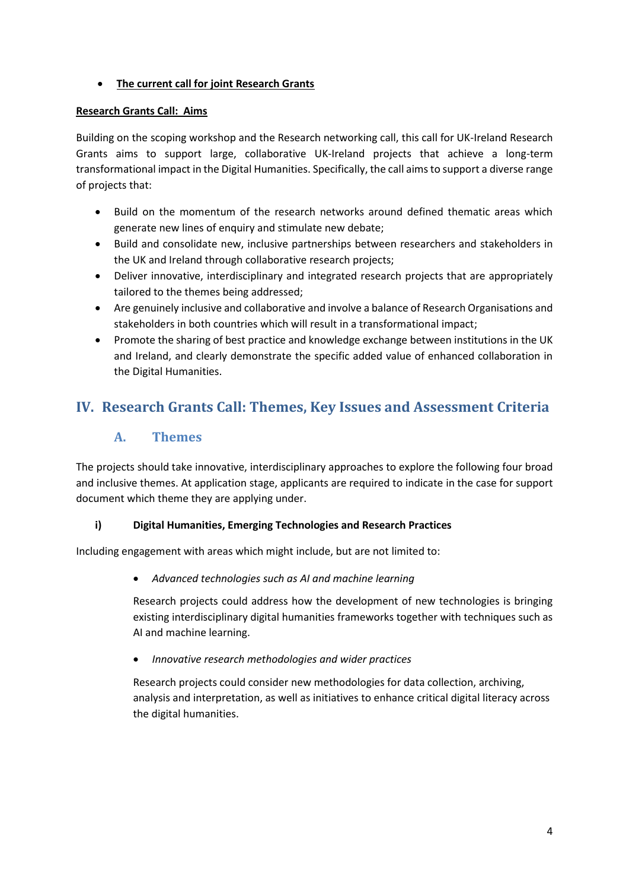- **The current call for joint Research Grants**

**Research Grants Call: Aims**

Building on the scoping workshop and the Research networking call, this call for UK-Ireland Research Grants aims to support large, collaborative UK-Ireland projects that achieve a long-term transformational impact in the Digital Humanities. Specifically, the call aims to support a diverse range of projects that:

- Build on the momentum of the research networks around defined thematic areas which generate new lines of enquiry and stimulate new debate;
- Build and consolidate new, inclusive partnerships between researchers and stakeholders in the UK and Ireland through collaborative research projects;
- Deliver innovative, interdisciplinary and integrated research projects that are appropriately tailored to the themes being addressed;
- Are genuinely inclusive and collaborative and involve a balance of Research Organisations and stakeholders in both countries which will result in a transformational impact;
- Promote the sharing of best practice and knowledge exchange between institutions in the UK and Ireland, and clearly demonstrate the specific added value of enhanced collaboration in the Digital Humanities.

## IV. Research Grants Call: Themes, Key Issues and Assessment Criteria

### A. Themes

The projects should take innovative, interdisciplinary approaches to explore the following four broad and inclusive themes. At application stage, applicants are required to indicate in the case for support document which theme they are applying under.

#### i) Digital Humanities, Emerging Technologies and Research Practices

Including engagement with areas which might include, but are not limited to:

- *Advanced technologies such as AI and machine learning*

  Research projects could address how the development of new technologies is bringing existing interdisciplinary digital humanities frameworks together with techniques such as AI and machine learning.

- *Innovative research methodologies and wider practices*

  Research projects could consider new methodologies for data collection, archiving, analysis and interpretation, as well as initiatives to enhance critical digital literacy across the digital humanities.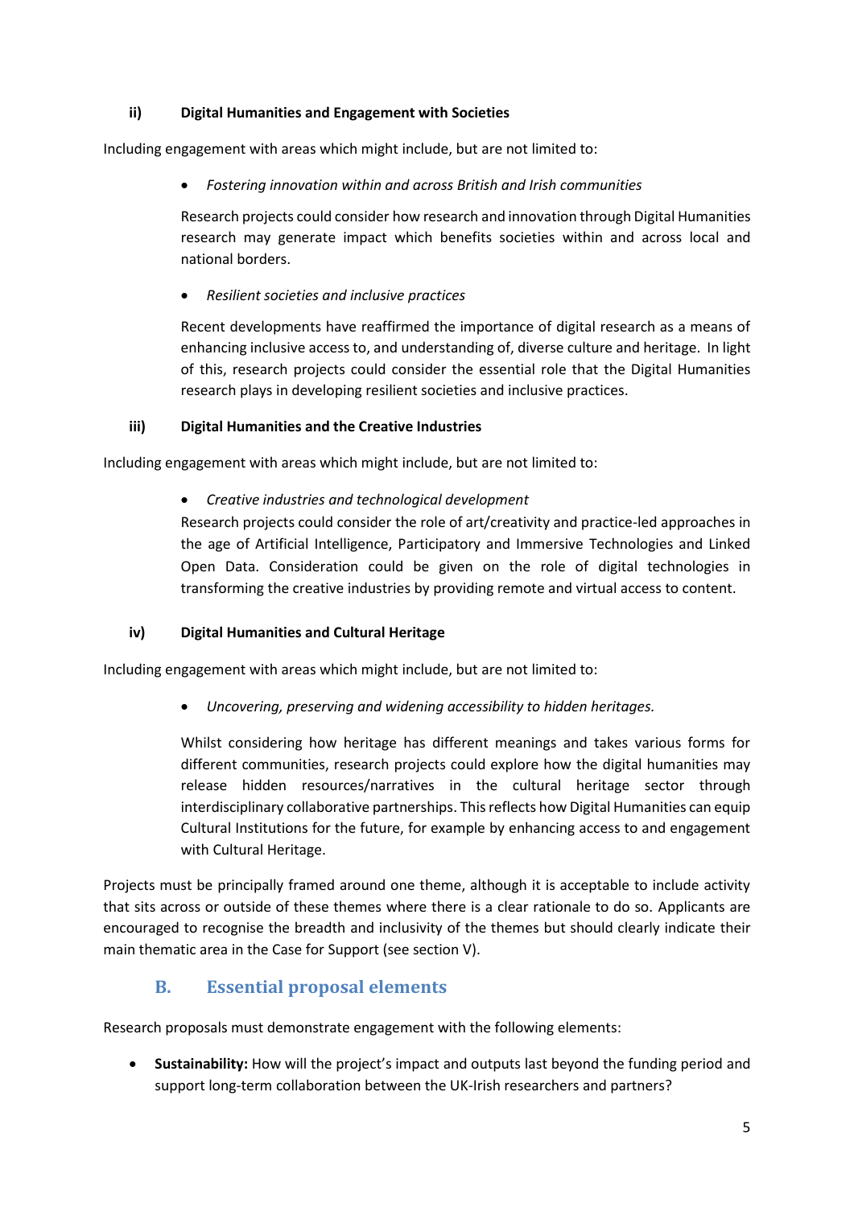#### ii) Digital Humanities and Engagement with Societies

Including engagement with areas which might include, but are not limited to:

- *Fostering innovation within and across British and Irish communities*

  Research projects could consider how research and innovation through Digital Humanities research may generate impact which benefits societies within and across local and national borders.

- *Resilient societies and inclusive practices*

  Recent developments have reaffirmed the importance of digital research as a means of enhancing inclusive access to, and understanding of, diverse culture and heritage. In light of this, research projects could consider the essential role that the Digital Humanities research plays in developing resilient societies and inclusive practices.

#### iii) Digital Humanities and the Creative Industries

Including engagement with areas which might include, but are not limited to:

- *Creative industries and technological development*

  Research projects could consider the role of art/creativity and practice-led approaches in the age of Artificial Intelligence, Participatory and Immersive Technologies and Linked Open Data. Consideration could be given on the role of digital technologies in transforming the creative industries by providing remote and virtual access to content.

#### iv) Digital Humanities and Cultural Heritage

Including engagement with areas which might include, but are not limited to:

- *Uncovering, preserving and widening accessibility to hidden heritages.*

  Whilst considering how heritage has different meanings and takes various forms for different communities, research projects could explore how the digital humanities may release hidden resources/narratives in the cultural heritage sector through interdisciplinary collaborative partnerships. This reflects how Digital Humanities can equip Cultural Institutions for the future, for example by enhancing access to and engagement with Cultural Heritage.

Projects must be principally framed around one theme, although it is acceptable to include activity that sits across or outside of these themes where there is a clear rationale to do so. Applicants are encouraged to recognise the breadth and inclusivity of the themes but should clearly indicate their main thematic area in the Case for Support (see section V).

## B. Essential proposal elements

Research proposals must demonstrate engagement with the following elements:

- **Sustainability:** How will the project's impact and outputs last beyond the funding period and support long-term collaboration between the UK-Irish researchers and partners?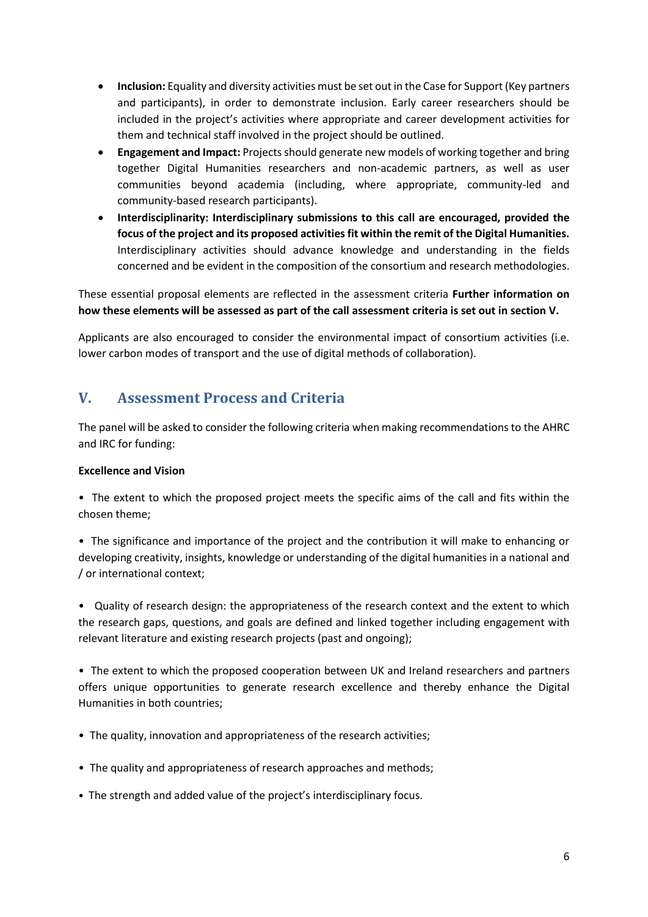- **Inclusion:** Equality and diversity activities must be set out in the Case for Support (Key partners and participants), in order to demonstrate inclusion. Early career researchers should be included in the project's activities where appropriate and career development activities for them and technical staff involved in the project should be outlined.
- **Engagement and Impact:** Projects should generate new models of working together and bring together Digital Humanities researchers and non-academic partners, as well as user communities beyond academia (including, where appropriate, community-led and community-based research participants).
- **Interdisciplinarity: Interdisciplinary submissions to this call are encouraged, provided the focus of the project and its proposed activities fit within the remit of the Digital Humanities.** Interdisciplinary activities should advance knowledge and understanding in the fields concerned and be evident in the composition of the consortium and research methodologies.

These essential proposal elements are reflected in the assessment criteria **Further information on how these elements will be assessed as part of the call assessment criteria is set out in section V.**

Applicants are also encouraged to consider the environmental impact of consortium activities (i.e. lower carbon modes of transport and the use of digital methods of collaboration).

## V. Assessment Process and Criteria

The panel will be asked to consider the following criteria when making recommendations to the AHRC and IRC for funding:

**Excellence and Vision**

- The extent to which the proposed project meets the specific aims of the call and fits within the chosen theme;

- The significance and importance of the project and the contribution it will make to enhancing or developing creativity, insights, knowledge or understanding of the digital humanities in a national and / or international context;

- Quality of research design: the appropriateness of the research context and the extent to which the research gaps, questions, and goals are defined and linked together including engagement with relevant literature and existing research projects (past and ongoing);

- The extent to which the proposed cooperation between UK and Ireland researchers and partners offers unique opportunities to generate research excellence and thereby enhance the Digital Humanities in both countries;

- The quality, innovation and appropriateness of the research activities;

- The quality and appropriateness of research approaches and methods;

- The strength and added value of the project's interdisciplinary focus.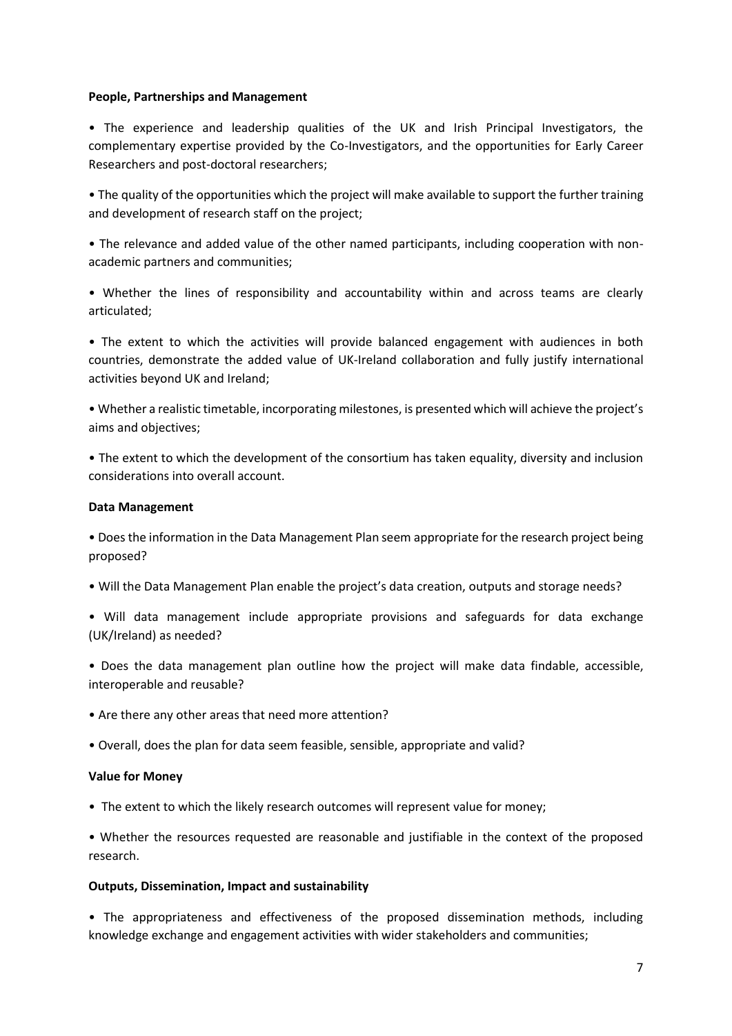**People, Partnerships and Management**

- The experience and leadership qualities of the UK and Irish Principal Investigators, the complementary expertise provided by the Co-Investigators, and the opportunities for Early Career Researchers and post-doctoral researchers;

- The quality of the opportunities which the project will make available to support the further training and development of research staff on the project;

- The relevance and added value of the other named participants, including cooperation with non-academic partners and communities;

- Whether the lines of responsibility and accountability within and across teams are clearly articulated;

- The extent to which the activities will provide balanced engagement with audiences in both countries, demonstrate the added value of UK-Ireland collaboration and fully justify international activities beyond UK and Ireland;

- Whether a realistic timetable, incorporating milestones, is presented which will achieve the project's aims and objectives;

- The extent to which the development of the consortium has taken equality, diversity and inclusion considerations into overall account.

**Data Management**

- Does the information in the Data Management Plan seem appropriate for the research project being proposed?

- Will the Data Management Plan enable the project's data creation, outputs and storage needs?

- Will data management include appropriate provisions and safeguards for data exchange (UK/Ireland) as needed?

- Does the data management plan outline how the project will make data findable, accessible, interoperable and reusable?

- Are there any other areas that need more attention?

- Overall, does the plan for data seem feasible, sensible, appropriate and valid?

**Value for Money**

- The extent to which the likely research outcomes will represent value for money;

- Whether the resources requested are reasonable and justifiable in the context of the proposed research.

**Outputs, Dissemination, Impact and sustainability**

- The appropriateness and effectiveness of the proposed dissemination methods, including knowledge exchange and engagement activities with wider stakeholders and communities;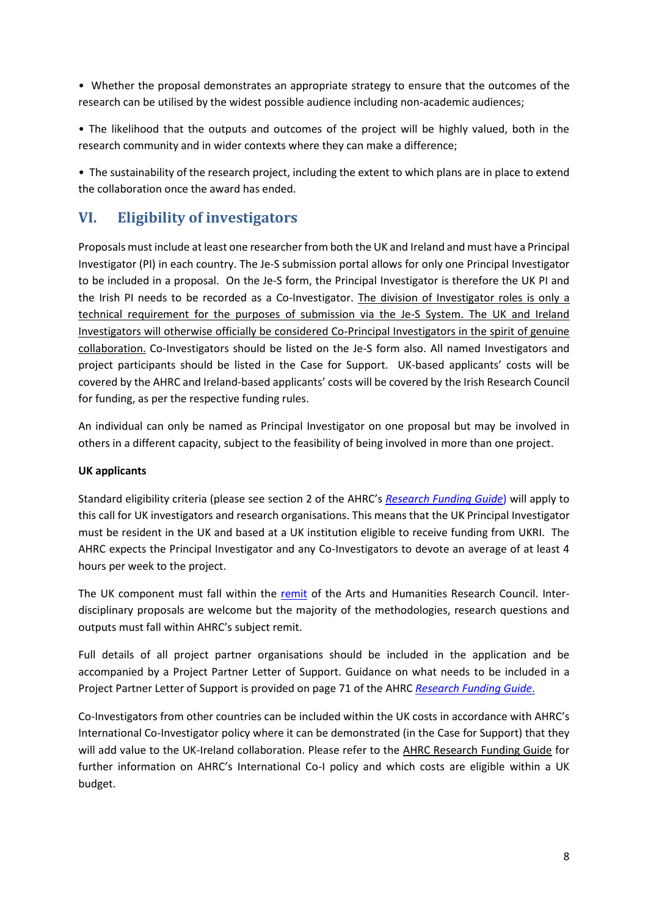- Whether the proposal demonstrates an appropriate strategy to ensure that the outcomes of the research can be utilised by the widest possible audience including non-academic audiences;

- The likelihood that the outputs and outcomes of the project will be highly valued, both in the research community and in wider contexts where they can make a difference;

- The sustainability of the research project, including the extent to which plans are in place to extend the collaboration once the award has ended.

## VI. Eligibility of investigators

Proposals must include at least one researcher from both the UK and Ireland and must have a Principal Investigator (PI) in each country. The Je-S submission portal allows for only one Principal Investigator to be included in a proposal. On the Je-S form, the Principal Investigator is therefore the UK PI and the Irish PI needs to be recorded as a Co-Investigator. <u>The division of Investigator roles is only a technical requirement for the purposes of submission via the Je-S System. The UK and Ireland Investigators will otherwise officially be considered Co-Principal Investigators in the spirit of genuine collaboration.</u> Co-Investigators should be listed on the Je-S form also. All named Investigators and project participants should be listed in the Case for Support. UK-based applicants' costs will be covered by the AHRC and Ireland-based applicants' costs will be covered by the Irish Research Council for funding, as per the respective funding rules.

An individual can only be named as Principal Investigator on one proposal but may be involved in others in a different capacity, subject to the feasibility of being involved in more than one project.

**UK applicants**

Standard eligibility criteria (please see section 2 of the AHRC's *Research Funding Guide*) will apply to this call for UK investigators and research organisations. This means that the UK Principal Investigator must be resident in the UK and based at a UK institution eligible to receive funding from UKRI. The AHRC expects the Principal Investigator and any Co-Investigators to devote an average of at least 4 hours per week to the project.

The UK component must fall within the remit of the Arts and Humanities Research Council. Inter-disciplinary proposals are welcome but the majority of the methodologies, research questions and outputs must fall within AHRC's subject remit.

Full details of all project partner organisations should be included in the application and be accompanied by a Project Partner Letter of Support. Guidance on what needs to be included in a Project Partner Letter of Support is provided on page 71 of the AHRC *Research Funding Guide*.

Co-Investigators from other countries can be included within the UK costs in accordance with AHRC's International Co-Investigator policy where it can be demonstrated (in the Case for Support) that they will add value to the UK-Ireland collaboration. Please refer to the AHRC Research Funding Guide for further information on AHRC's International Co-I policy and which costs are eligible within a UK budget.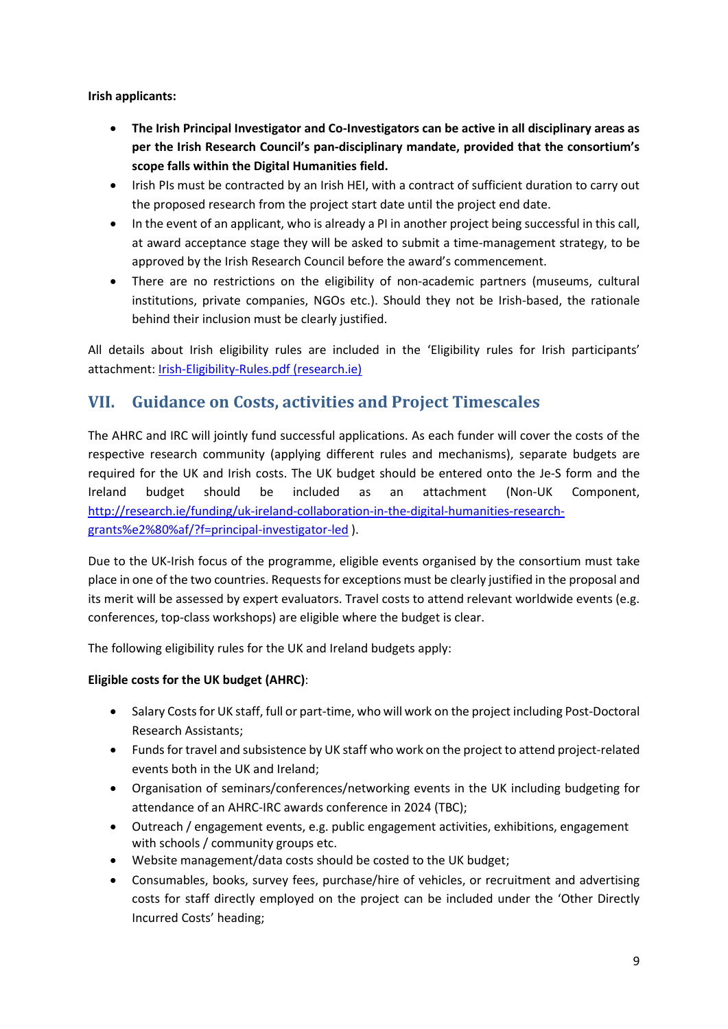**Irish applicants:**

- **The Irish Principal Investigator and Co-Investigators can be active in all disciplinary areas as per the Irish Research Council's pan-disciplinary mandate, provided that the consortium's scope falls within the Digital Humanities field.**
- Irish PIs must be contracted by an Irish HEI, with a contract of sufficient duration to carry out the proposed research from the project start date until the project end date.
- In the event of an applicant, who is already a PI in another project being successful in this call, at award acceptance stage they will be asked to submit a time-management strategy, to be approved by the Irish Research Council before the award's commencement.
- There are no restrictions on the eligibility of non-academic partners (museums, cultural institutions, private companies, NGOs etc.). Should they not be Irish-based, the rationale behind their inclusion must be clearly justified.

All details about Irish eligibility rules are included in the 'Eligibility rules for Irish participants' attachment: [Irish-Eligibility-Rules.pdf (research.ie)](Irish-Eligibility-Rules.pdf)

## VII. Guidance on Costs, activities and Project Timescales

The AHRC and IRC will jointly fund successful applications. As each funder will cover the costs of the respective research community (applying different rules and mechanisms), separate budgets are required for the UK and Irish costs. The UK budget should be entered onto the Je-S form and the Ireland budget should be included as an attachment (Non-UK Component, [http://research.ie/funding/uk-ireland-collaboration-in-the-digital-humanities-research-grants%e2%80%af/?f=principal-investigator-led](http://research.ie/funding/uk-ireland-collaboration-in-the-digital-humanities-research-grants%e2%80%af/?f=principal-investigator-led) ).

Due to the UK-Irish focus of the programme, eligible events organised by the consortium must take place in one of the two countries. Requests for exceptions must be clearly justified in the proposal and its merit will be assessed by expert evaluators. Travel costs to attend relevant worldwide events (e.g. conferences, top-class workshops) are eligible where the budget is clear.

The following eligibility rules for the UK and Ireland budgets apply:

**Eligible costs for the UK budget (AHRC)**:

- Salary Costs for UK staff, full or part-time, who will work on the project including Post-Doctoral Research Assistants;
- Funds for travel and subsistence by UK staff who work on the project to attend project-related events both in the UK and Ireland;
- Organisation of seminars/conferences/networking events in the UK including budgeting for attendance of an AHRC-IRC awards conference in 2024 (TBC);
- Outreach / engagement events, e.g. public engagement activities, exhibitions, engagement with schools / community groups etc.
- Website management/data costs should be costed to the UK budget;
- Consumables, books, survey fees, purchase/hire of vehicles, or recruitment and advertising costs for staff directly employed on the project can be included under the 'Other Directly Incurred Costs' heading;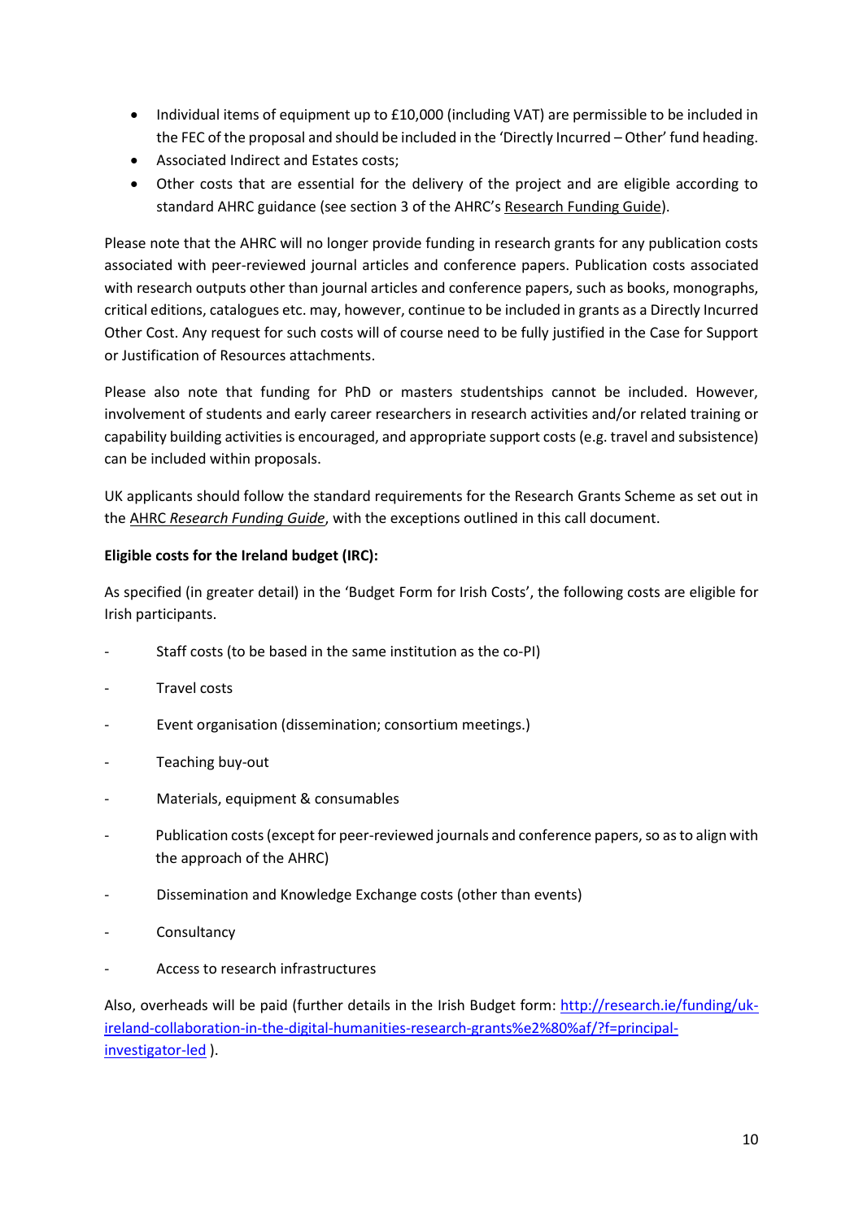- Individual items of equipment up to £10,000 (including VAT) are permissible to be included in the FEC of the proposal and should be included in the 'Directly Incurred – Other' fund heading.
- Associated Indirect and Estates costs;
- Other costs that are essential for the delivery of the project and are eligible according to standard AHRC guidance (see section 3 of the AHRC's Research Funding Guide).

Please note that the AHRC will no longer provide funding in research grants for any publication costs associated with peer-reviewed journal articles and conference papers. Publication costs associated with research outputs other than journal articles and conference papers, such as books, monographs, critical editions, catalogues etc. may, however, continue to be included in grants as a Directly Incurred Other Cost. Any request for such costs will of course need to be fully justified in the Case for Support or Justification of Resources attachments.

Please also note that funding for PhD or masters studentships cannot be included. However, involvement of students and early career researchers in research activities and/or related training or capability building activities is encouraged, and appropriate support costs (e.g. travel and subsistence) can be included within proposals.

UK applicants should follow the standard requirements for the Research Grants Scheme as set out in the AHRC *Research Funding Guide*, with the exceptions outlined in this call document.

**Eligible costs for the Ireland budget (IRC):**

As specified (in greater detail) in the 'Budget Form for Irish Costs', the following costs are eligible for Irish participants.

- Staff costs (to be based in the same institution as the co-PI)
- Travel costs
- Event organisation (dissemination; consortium meetings.)
- Teaching buy-out
- Materials, equipment & consumables
- Publication costs (except for peer-reviewed journals and conference papers, so as to align with the approach of the AHRC)
- Dissemination and Knowledge Exchange costs (other than events)
- Consultancy
- Access to research infrastructures

Also, overheads will be paid (further details in the Irish Budget form: http://research.ie/funding/uk-ireland-collaboration-in-the-digital-humanities-research-grants%e2%80%af/?f=principal-investigator-led ).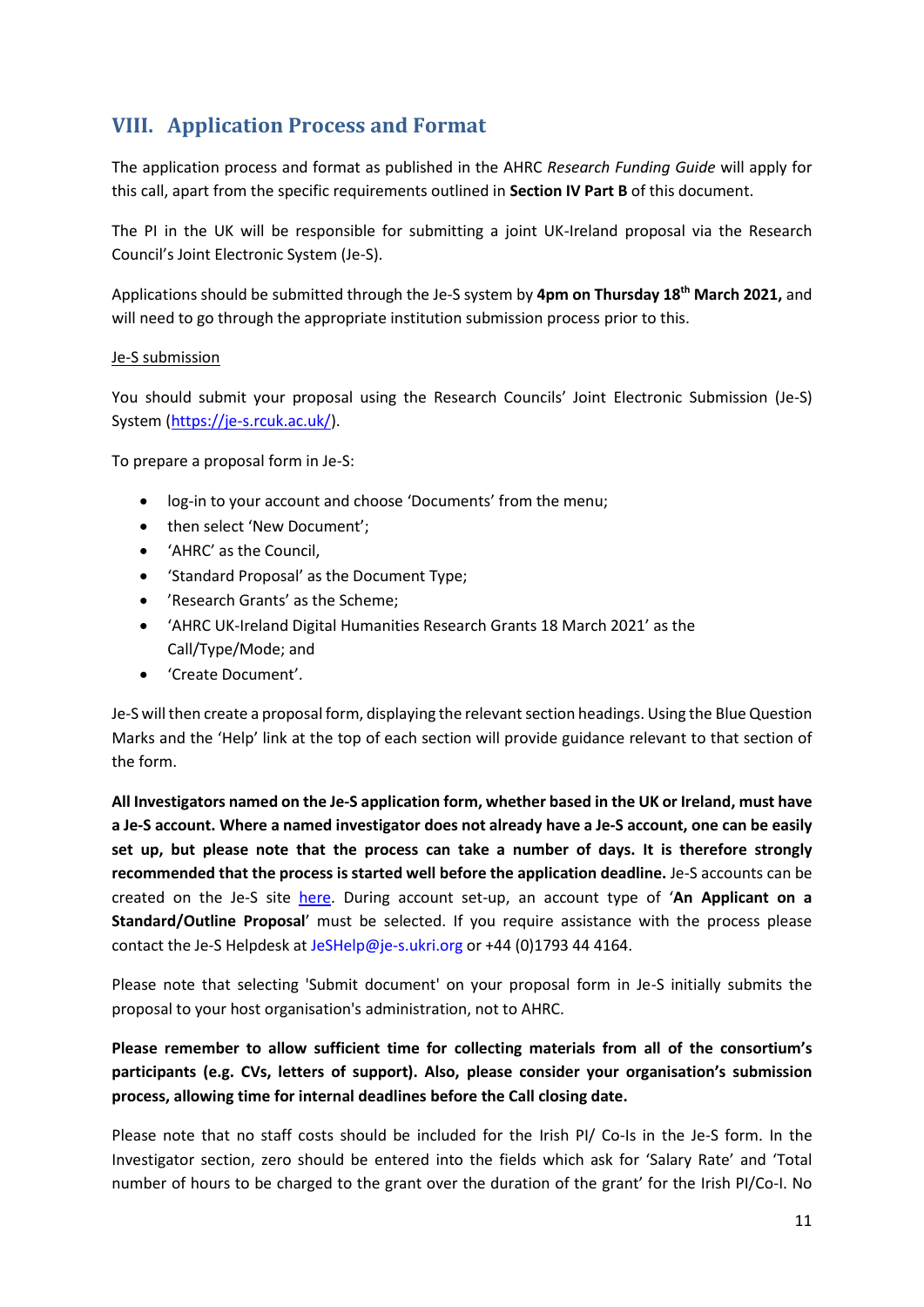## VIII. Application Process and Format

The application process and format as published in the AHRC *Research Funding Guide* will apply for this call, apart from the specific requirements outlined in **Section IV Part B** of this document.

The PI in the UK will be responsible for submitting a joint UK-Ireland proposal via the Research Council's Joint Electronic System (Je-S).

Applications should be submitted through the Je-S system by **4pm on Thursday 18th March 2021,** and will need to go through the appropriate institution submission process prior to this.

Je-S submission

You should submit your proposal using the Research Councils' Joint Electronic Submission (Je-S) System (https://je-s.rcuk.ac.uk/).

To prepare a proposal form in Je-S:

- log-in to your account and choose 'Documents' from the menu;
- then select 'New Document';
- 'AHRC' as the Council,
- 'Standard Proposal' as the Document Type;
- 'Research Grants' as the Scheme;
- 'AHRC UK-Ireland Digital Humanities Research Grants 18 March 2021' as the Call/Type/Mode; and
- 'Create Document'.

Je-S will then create a proposal form, displaying the relevant section headings. Using the Blue Question Marks and the 'Help' link at the top of each section will provide guidance relevant to that section of the form.

**All Investigators named on the Je-S application form, whether based in the UK or Ireland, must have a Je-S account. Where a named investigator does not already have a Je-S account, one can be easily set up, but please note that the process can take a number of days. It is therefore strongly recommended that the process is started well before the application deadline.** Je-S accounts can be created on the Je-S site here. During account set-up, an account type of '**An Applicant on a Standard/Outline Proposal**' must be selected. If you require assistance with the process please contact the Je-S Helpdesk at JeSHelp@je-s.ukri.org or +44 (0)1793 44 4164.

Please note that selecting 'Submit document' on your proposal form in Je-S initially submits the proposal to your host organisation's administration, not to AHRC.

**Please remember to allow sufficient time for collecting materials from all of the consortium's participants (e.g. CVs, letters of support). Also, please consider your organisation's submission process, allowing time for internal deadlines before the Call closing date.**

Please note that no staff costs should be included for the Irish PI/ Co-Is in the Je-S form. In the Investigator section, zero should be entered into the fields which ask for 'Salary Rate' and 'Total number of hours to be charged to the grant over the duration of the grant' for the Irish PI/Co-I. No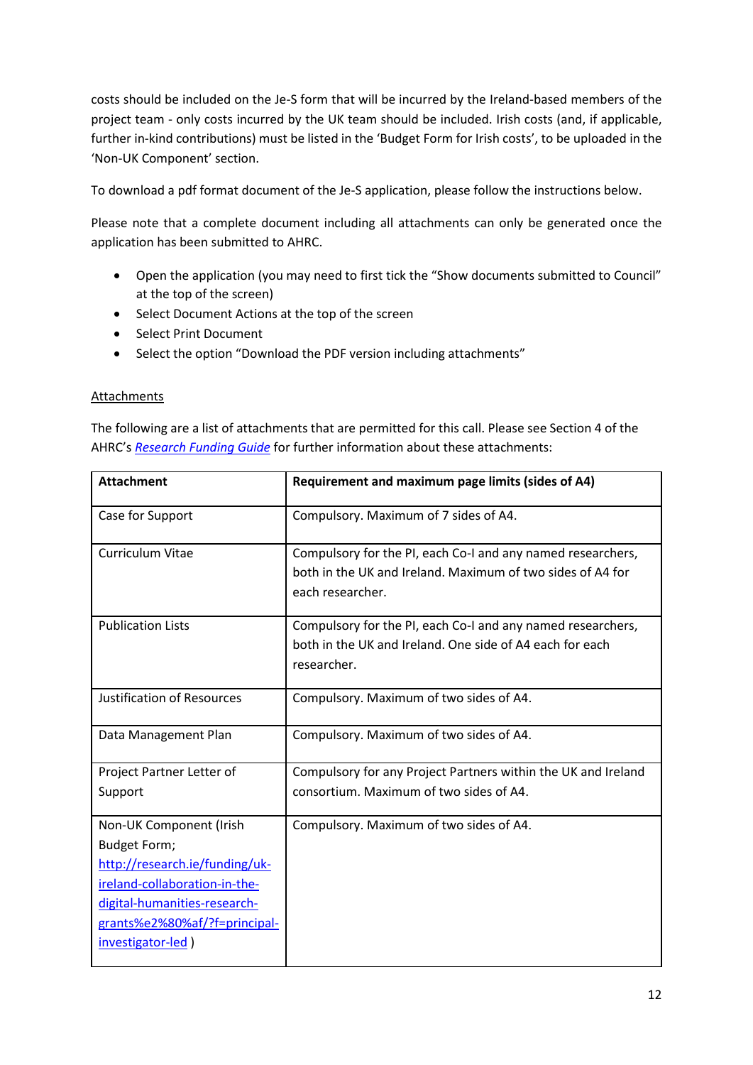costs should be included on the Je-S form that will be incurred by the Ireland-based members of the project team - only costs incurred by the UK team should be included. Irish costs (and, if applicable, further in-kind contributions) must be listed in the 'Budget Form for Irish costs', to be uploaded in the 'Non-UK Component' section.

To download a pdf format document of the Je-S application, please follow the instructions below.

Please note that a complete document including all attachments can only be generated once the application has been submitted to AHRC.

- Open the application (you may need to first tick the "Show documents submitted to Council" at the top of the screen)
- Select Document Actions at the top of the screen
- Select Print Document
- Select the option "Download the PDF version including attachments"

Attachments

The following are a list of attachments that are permitted for this call. Please see Section 4 of the AHRC's *Research Funding Guide* for further information about these attachments:

| Attachment | Requirement and maximum page limits (sides of A4) |
| --- | --- |
| Case for Support | Compulsory. Maximum of 7 sides of A4. |
| Curriculum Vitae | Compulsory for the PI, each Co-I and any named researchers, both in the UK and Ireland. Maximum of two sides of A4 for each researcher. |
| Publication Lists | Compulsory for the PI, each Co-I and any named researchers, both in the UK and Ireland. One side of A4 each for each researcher. |
| Justification of Resources | Compulsory. Maximum of two sides of A4. |
| Data Management Plan | Compulsory. Maximum of two sides of A4. |
| Project Partner Letter of Support | Compulsory for any Project Partners within the UK and Ireland consortium. Maximum of two sides of A4. |
| Non-UK Component (Irish Budget Form; http://research.ie/funding/uk-ireland-collaboration-in-the-digital-humanities-research-grants%e2%80%af/?f=principal-investigator-led ) | Compulsory. Maximum of two sides of A4. |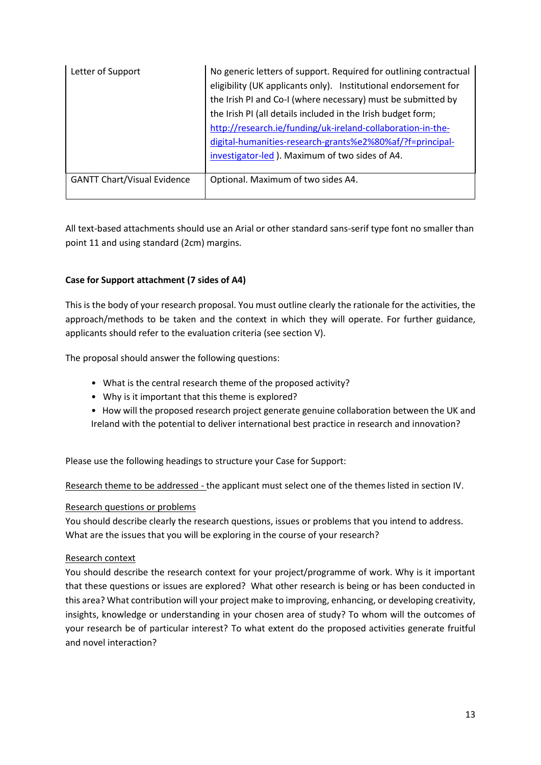| Letter of Support | No generic letters of support. Required for outlining contractual eligibility (UK applicants only). Institutional endorsement for the Irish PI and Co-I (where necessary) must be submitted by the Irish PI (all details included in the Irish budget form; [http://research.ie/funding/uk-ireland-collaboration-in-the-digital-humanities-research-grants%e2%80%af/?f=principal-investigator-led](http://research.ie/funding/uk-ireland-collaboration-in-the-digital-humanities-research-grants%e2%80%af/?f=principal-investigator-led) ). Maximum of two sides of A4. |
|---|---|
| GANTT Chart/Visual Evidence | Optional. Maximum of two sides A4. |

All text-based attachments should use an Arial or other standard sans-serif type font no smaller than point 11 and using standard (2cm) margins.

**Case for Support attachment (7 sides of A4)**

This is the body of your research proposal. You must outline clearly the rationale for the activities, the approach/methods to be taken and the context in which they will operate. For further guidance, applicants should refer to the evaluation criteria (see section V).

The proposal should answer the following questions:

- What is the central research theme of the proposed activity?
- Why is it important that this theme is explored?
- How will the proposed research project generate genuine collaboration between the UK and Ireland with the potential to deliver international best practice in research and innovation?

Please use the following headings to structure your Case for Support:

Research theme to be addressed - the applicant must select one of the themes listed in section IV.

Research questions or problems
You should describe clearly the research questions, issues or problems that you intend to address. What are the issues that you will be exploring in the course of your research?

Research context
You should describe the research context for your project/programme of work. Why is it important that these questions or issues are explored? What other research is being or has been conducted in this area? What contribution will your project make to improving, enhancing, or developing creativity, insights, knowledge or understanding in your chosen area of study? To whom will the outcomes of your research be of particular interest? To what extent do the proposed activities generate fruitful and novel interaction?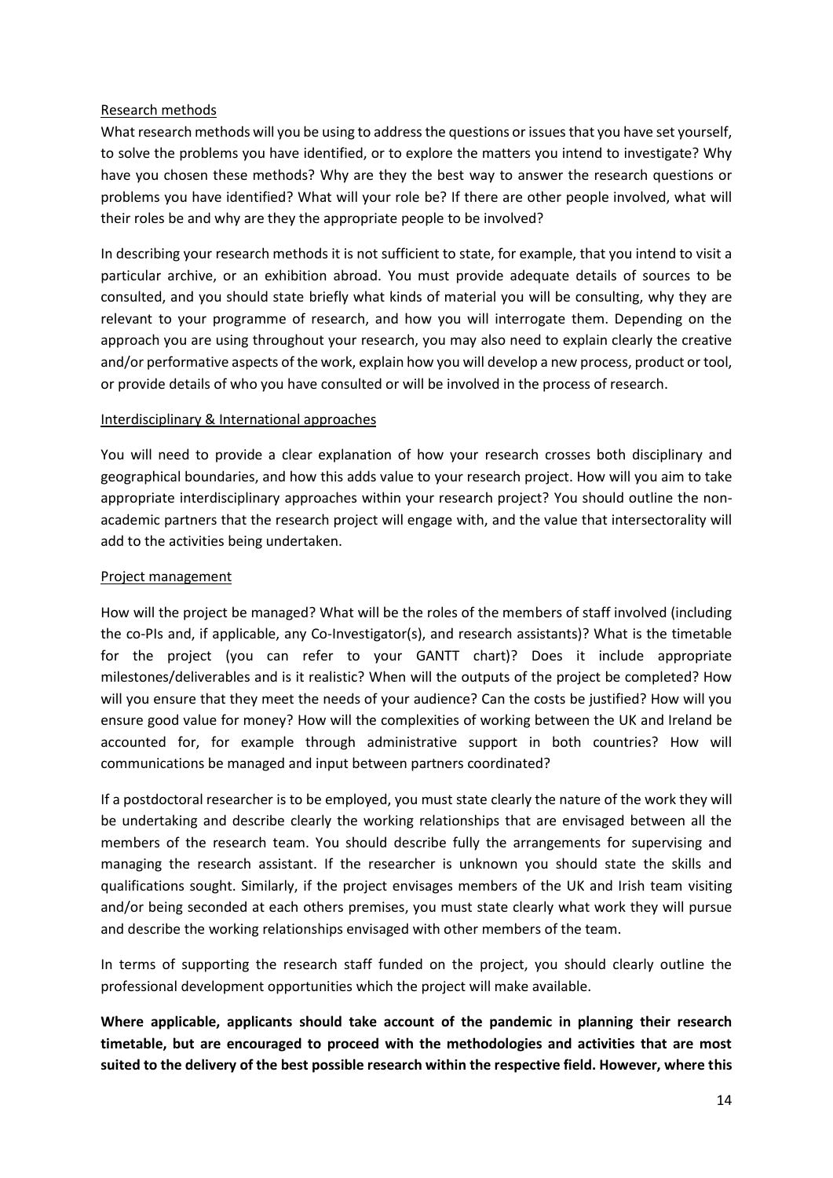Research methods

What research methods will you be using to address the questions or issues that you have set yourself, to solve the problems you have identified, or to explore the matters you intend to investigate? Why have you chosen these methods? Why are they the best way to answer the research questions or problems you have identified? What will your role be? If there are other people involved, what will their roles be and why are they the appropriate people to be involved?

In describing your research methods it is not sufficient to state, for example, that you intend to visit a particular archive, or an exhibition abroad. You must provide adequate details of sources to be consulted, and you should state briefly what kinds of material you will be consulting, why they are relevant to your programme of research, and how you will interrogate them. Depending on the approach you are using throughout your research, you may also need to explain clearly the creative and/or performative aspects of the work, explain how you will develop a new process, product or tool, or provide details of who you have consulted or will be involved in the process of research.

Interdisciplinary & International approaches

You will need to provide a clear explanation of how your research crosses both disciplinary and geographical boundaries, and how this adds value to your research project. How will you aim to take appropriate interdisciplinary approaches within your research project? You should outline the non-academic partners that the research project will engage with, and the value that intersectorality will add to the activities being undertaken.

Project management

How will the project be managed? What will be the roles of the members of staff involved (including the co-PIs and, if applicable, any Co-Investigator(s), and research assistants)? What is the timetable for the project (you can refer to your GANTT chart)? Does it include appropriate milestones/deliverables and is it realistic? When will the outputs of the project be completed? How will you ensure that they meet the needs of your audience? Can the costs be justified? How will you ensure good value for money? How will the complexities of working between the UK and Ireland be accounted for, for example through administrative support in both countries? How will communications be managed and input between partners coordinated?

If a postdoctoral researcher is to be employed, you must state clearly the nature of the work they will be undertaking and describe clearly the working relationships that are envisaged between all the members of the research team. You should describe fully the arrangements for supervising and managing the research assistant. If the researcher is unknown you should state the skills and qualifications sought. Similarly, if the project envisages members of the UK and Irish team visiting and/or being seconded at each others premises, you must state clearly what work they will pursue and describe the working relationships envisaged with other members of the team.

In terms of supporting the research staff funded on the project, you should clearly outline the professional development opportunities which the project will make available.

**Where applicable, applicants should take account of the pandemic in planning their research timetable, but are encouraged to proceed with the methodologies and activities that are most suited to the delivery of the best possible research within the respective field. However, where this**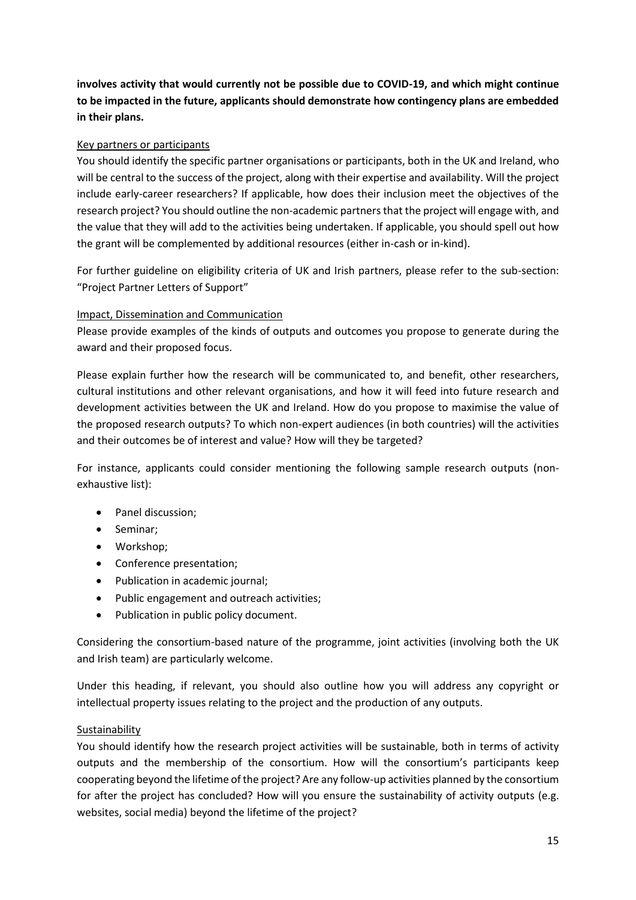**involves activity that would currently not be possible due to COVID-19, and which might continue to be impacted in the future, applicants should demonstrate how contingency plans are embedded in their plans.**

### Key partners or participants

You should identify the specific partner organisations or participants, both in the UK and Ireland, who will be central to the success of the project, along with their expertise and availability. Will the project include early-career researchers? If applicable, how does their inclusion meet the objectives of the research project? You should outline the non-academic partners that the project will engage with, and the value that they will add to the activities being undertaken. If applicable, you should spell out how the grant will be complemented by additional resources (either in-cash or in-kind).

For further guideline on eligibility criteria of UK and Irish partners, please refer to the sub-section: "Project Partner Letters of Support"

### Impact, Dissemination and Communication

Please provide examples of the kinds of outputs and outcomes you propose to generate during the award and their proposed focus.

Please explain further how the research will be communicated to, and benefit, other researchers, cultural institutions and other relevant organisations, and how it will feed into future research and development activities between the UK and Ireland. How do you propose to maximise the value of the proposed research outputs? To which non-expert audiences (in both countries) will the activities and their outcomes be of interest and value? How will they be targeted?

For instance, applicants could consider mentioning the following sample research outputs (non-exhaustive list):

- Panel discussion;
- Seminar;
- Workshop;
- Conference presentation;
- Publication in academic journal;
- Public engagement and outreach activities;
- Publication in public policy document.

Considering the consortium-based nature of the programme, joint activities (involving both the UK and Irish team) are particularly welcome.

Under this heading, if relevant, you should also outline how you will address any copyright or intellectual property issues relating to the project and the production of any outputs.

### Sustainability

You should identify how the research project activities will be sustainable, both in terms of activity outputs and the membership of the consortium. How will the consortium's participants keep cooperating beyond the lifetime of the project? Are any follow-up activities planned by the consortium for after the project has concluded? How will you ensure the sustainability of activity outputs (e.g. websites, social media) beyond the lifetime of the project?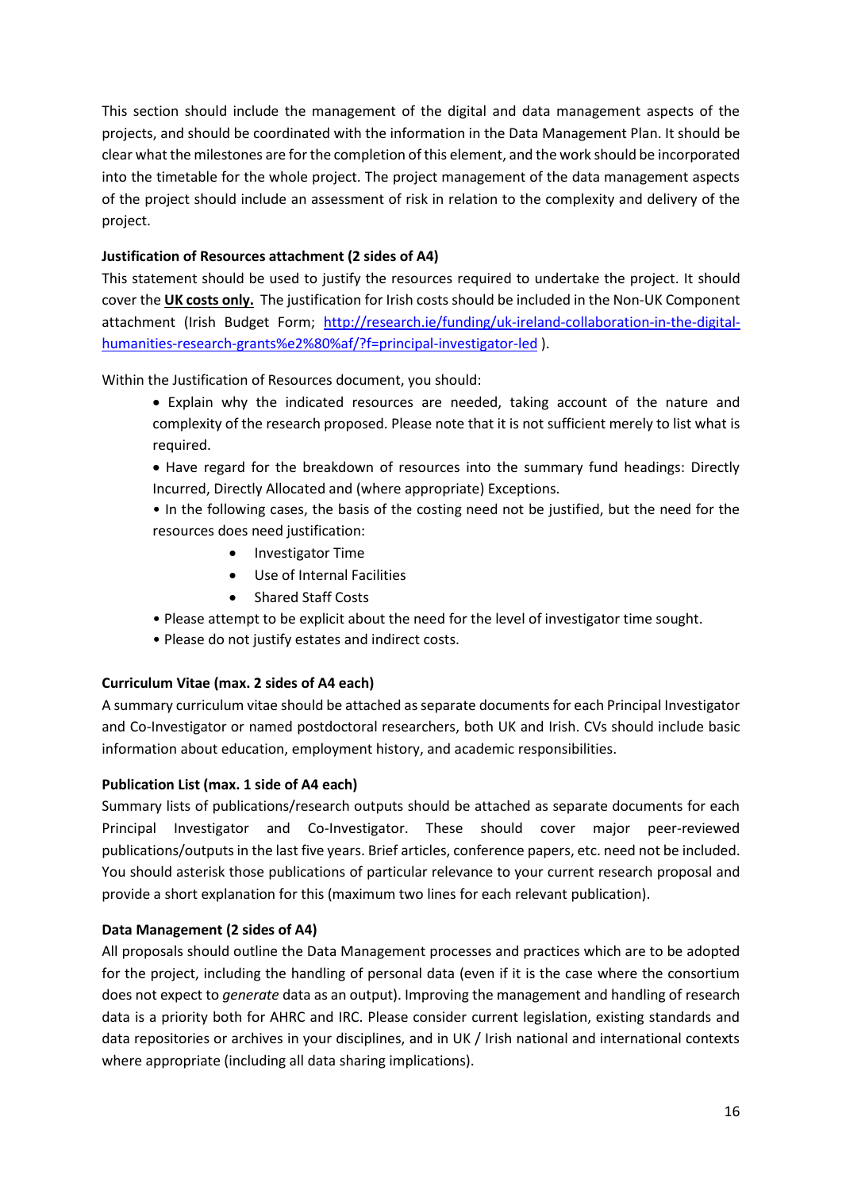This section should include the management of the digital and data management aspects of the projects, and should be coordinated with the information in the Data Management Plan. It should be clear what the milestones are for the completion of this element, and the work should be incorporated into the timetable for the whole project. The project management of the data management aspects of the project should include an assessment of risk in relation to the complexity and delivery of the project.

**Justification of Resources attachment (2 sides of A4)**

This statement should be used to justify the resources required to undertake the project. It should cover the **UK costs only.** The justification for Irish costs should be included in the Non-UK Component attachment (Irish Budget Form; [http://research.ie/funding/uk-ireland-collaboration-in-the-digital-humanities-research-grants%e2%80%af/?f=principal-investigator-led](http://research.ie/funding/uk-ireland-collaboration-in-the-digital-humanities-research-grants%e2%80%af/?f=principal-investigator-led) ).

Within the Justification of Resources document, you should:

- Explain why the indicated resources are needed, taking account of the nature and complexity of the research proposed. Please note that it is not sufficient merely to list what is required.
- Have regard for the breakdown of resources into the summary fund headings: Directly Incurred, Directly Allocated and (where appropriate) Exceptions.
- In the following cases, the basis of the costing need not be justified, but the need for the resources does need justification:
    - Investigator Time
    - Use of Internal Facilities
    - Shared Staff Costs
- Please attempt to be explicit about the need for the level of investigator time sought.
- Please do not justify estates and indirect costs.

**Curriculum Vitae (max. 2 sides of A4 each)**

A summary curriculum vitae should be attached as separate documents for each Principal Investigator and Co-Investigator or named postdoctoral researchers, both UK and Irish. CVs should include basic information about education, employment history, and academic responsibilities.

**Publication List (max. 1 side of A4 each)**

Summary lists of publications/research outputs should be attached as separate documents for each Principal Investigator and Co-Investigator. These should cover major peer-reviewed publications/outputs in the last five years. Brief articles, conference papers, etc. need not be included. You should asterisk those publications of particular relevance to your current research proposal and provide a short explanation for this (maximum two lines for each relevant publication).

**Data Management (2 sides of A4)**

All proposals should outline the Data Management processes and practices which are to be adopted for the project, including the handling of personal data (even if it is the case where the consortium does not expect to *generate* data as an output). Improving the management and handling of research data is a priority both for AHRC and IRC. Please consider current legislation, existing standards and data repositories or archives in your disciplines, and in UK / Irish national and international contexts where appropriate (including all data sharing implications).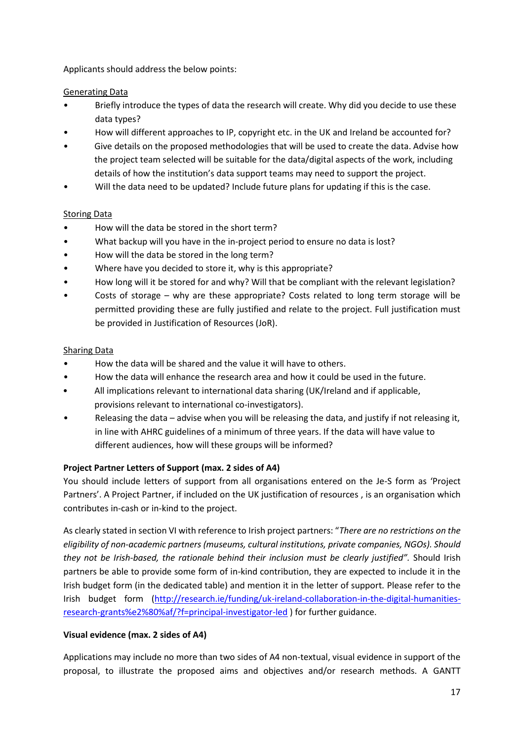Applicants should address the below points:

Generating Data

- Briefly introduce the types of data the research will create. Why did you decide to use these data types?
- How will different approaches to IP, copyright etc. in the UK and Ireland be accounted for?
- Give details on the proposed methodologies that will be used to create the data. Advise how the project team selected will be suitable for the data/digital aspects of the work, including details of how the institution's data support teams may need to support the project.
- Will the data need to be updated? Include future plans for updating if this is the case.

Storing Data

- How will the data be stored in the short term?
- What backup will you have in the in-project period to ensure no data is lost?
- How will the data be stored in the long term?
- Where have you decided to store it, why is this appropriate?
- How long will it be stored for and why? Will that be compliant with the relevant legislation?
- Costs of storage – why are these appropriate? Costs related to long term storage will be permitted providing these are fully justified and relate to the project. Full justification must be provided in Justification of Resources (JoR).

Sharing Data

- How the data will be shared and the value it will have to others.
- How the data will enhance the research area and how it could be used in the future.
- All implications relevant to international data sharing (UK/Ireland and if applicable, provisions relevant to international co-investigators).
- Releasing the data – advise when you will be releasing the data, and justify if not releasing it, in line with AHRC guidelines of a minimum of three years. If the data will have value to different audiences, how will these groups will be informed?

**Project Partner Letters of Support (max. 2 sides of A4)**

You should include letters of support from all organisations entered on the Je-S form as 'Project Partners'. A Project Partner, if included on the UK justification of resources , is an organisation which contributes in-cash or in-kind to the project.

As clearly stated in section VI with reference to Irish project partners: "*There are no restrictions on the eligibility of non-academic partners (museums, cultural institutions, private companies, NGOs). Should they not be Irish-based, the rationale behind their inclusion must be clearly justified".* Should Irish partners be able to provide some form of in-kind contribution, they are expected to include it in the Irish budget form (in the dedicated table) and mention it in the letter of support. Please refer to the Irish budget form (http://research.ie/funding/uk-ireland-collaboration-in-the-digital-humanities-research-grants%e2%80%af/?f=principal-investigator-led ) for further guidance.

**Visual evidence (max. 2 sides of A4)**

Applications may include no more than two sides of A4 non-textual, visual evidence in support of the proposal, to illustrate the proposed aims and objectives and/or research methods. A GANTT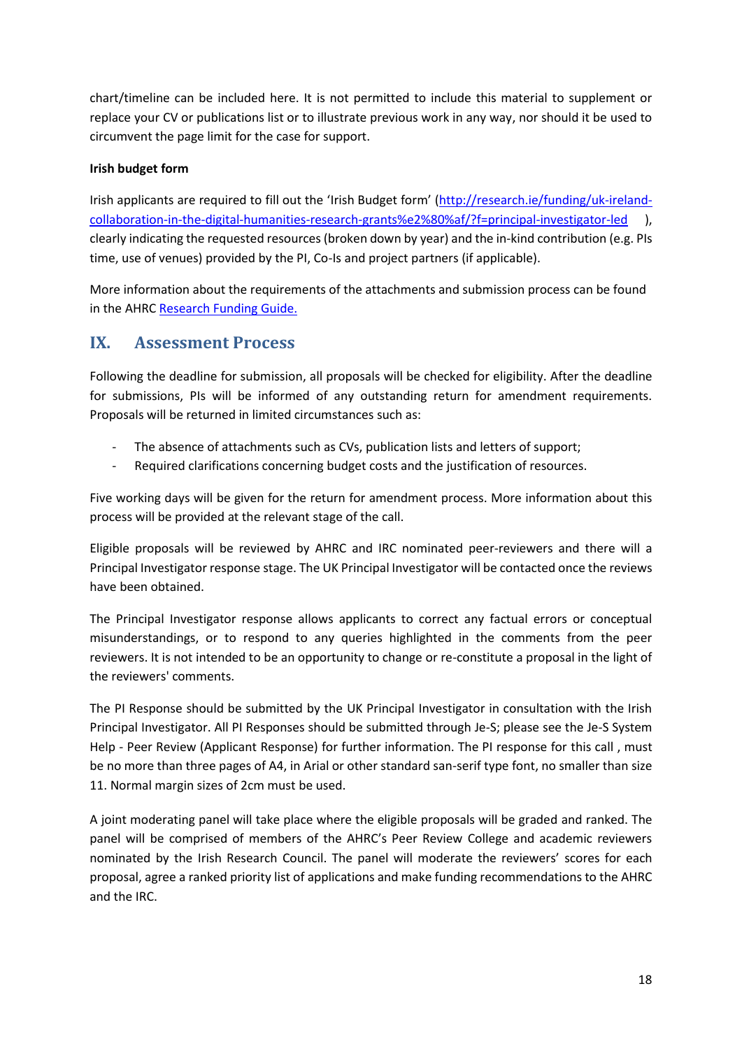chart/timeline can be included here. It is not permitted to include this material to supplement or replace your CV or publications list or to illustrate previous work in any way, nor should it be used to circumvent the page limit for the case for support.

**Irish budget form**

Irish applicants are required to fill out the 'Irish Budget form' ([http://research.ie/funding/uk-ireland-collaboration-in-the-digital-humanities-research-grants%e2%80%af/?f=principal-investigator-led](http://research.ie/funding/uk-ireland-collaboration-in-the-digital-humanities-research-grants%e2%80%af/?f=principal-investigator-led) ), clearly indicating the requested resources (broken down by year) and the in-kind contribution (e.g. PIs time, use of venues) provided by the PI, Co-Is and project partners (if applicable).

More information about the requirements of the attachments and submission process can be found in the AHRC Research Funding Guide.

## IX. Assessment Process

Following the deadline for submission, all proposals will be checked for eligibility. After the deadline for submissions, PIs will be informed of any outstanding return for amendment requirements. Proposals will be returned in limited circumstances such as:

- The absence of attachments such as CVs, publication lists and letters of support;
- Required clarifications concerning budget costs and the justification of resources.

Five working days will be given for the return for amendment process. More information about this process will be provided at the relevant stage of the call.

Eligible proposals will be reviewed by AHRC and IRC nominated peer-reviewers and there will a Principal Investigator response stage. The UK Principal Investigator will be contacted once the reviews have been obtained.

The Principal Investigator response allows applicants to correct any factual errors or conceptual misunderstandings, or to respond to any queries highlighted in the comments from the peer reviewers. It is not intended to be an opportunity to change or re-constitute a proposal in the light of the reviewers' comments.

The PI Response should be submitted by the UK Principal Investigator in consultation with the Irish Principal Investigator. All PI Responses should be submitted through Je-S; please see the Je-S System Help - Peer Review (Applicant Response) for further information. The PI response for this call , must be no more than three pages of A4, in Arial or other standard san-serif type font, no smaller than size 11. Normal margin sizes of 2cm must be used.

A joint moderating panel will take place where the eligible proposals will be graded and ranked. The panel will be comprised of members of the AHRC's Peer Review College and academic reviewers nominated by the Irish Research Council. The panel will moderate the reviewers' scores for each proposal, agree a ranked priority list of applications and make funding recommendations to the AHRC and the IRC.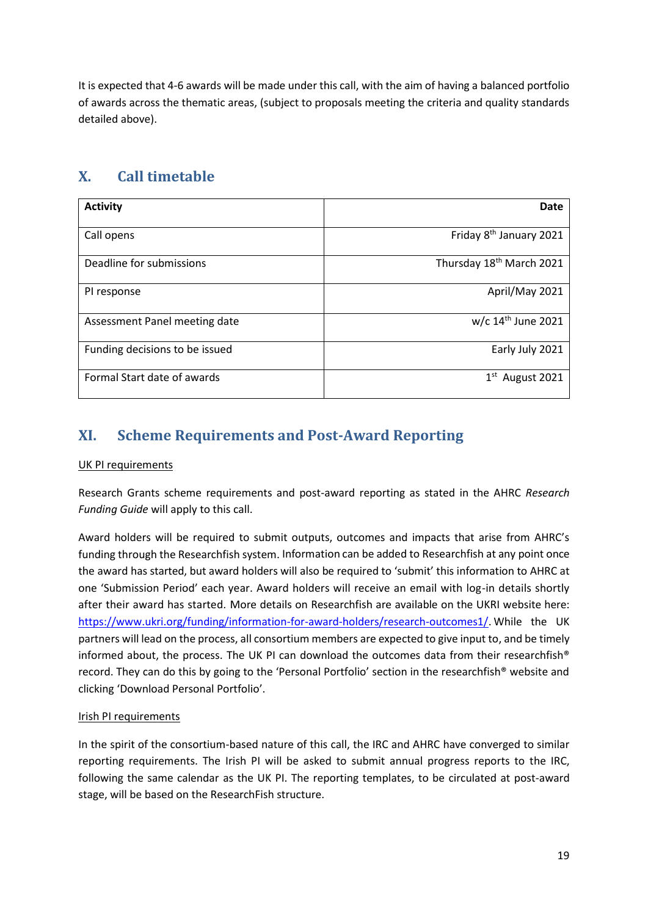It is expected that 4-6 awards will be made under this call, with the aim of having a balanced portfolio of awards across the thematic areas, (subject to proposals meeting the criteria and quality standards detailed above).

## X. Call timetable

| Activity | Date |
|---|---|
| Call opens | Friday 8th January 2021 |
| Deadline for submissions | Thursday 18th March 2021 |
| PI response | April/May 2021 |
| Assessment Panel meeting date | w/c 14th June 2021 |
| Funding decisions to be issued | Early July 2021 |
| Formal Start date of awards | 1st August 2021 |

## XI. Scheme Requirements and Post-Award Reporting

UK PI requirements

Research Grants scheme requirements and post-award reporting as stated in the AHRC *Research Funding Guide* will apply to this call.

Award holders will be required to submit outputs, outcomes and impacts that arise from AHRC's funding through the Researchfish system. Information can be added to Researchfish at any point once the award has started, but award holders will also be required to 'submit' this information to AHRC at one 'Submission Period' each year. Award holders will receive an email with log-in details shortly after their award has started. More details on Researchfish are available on the UKRI website here: [https://www.ukri.org/funding/information-for-award-holders/research-outcomes1/](https://www.ukri.org/funding/information-for-award-holders/research-outcomes1/). While the UK partners will lead on the process, all consortium members are expected to give input to, and be timely informed about, the process. The UK PI can download the outcomes data from their researchfish® record. They can do this by going to the 'Personal Portfolio' section in the researchfish® website and clicking 'Download Personal Portfolio'.

Irish PI requirements

In the spirit of the consortium-based nature of this call, the IRC and AHRC have converged to similar reporting requirements. The Irish PI will be asked to submit annual progress reports to the IRC, following the same calendar as the UK PI. The reporting templates, to be circulated at post-award stage, will be based on the ResearchFish structure.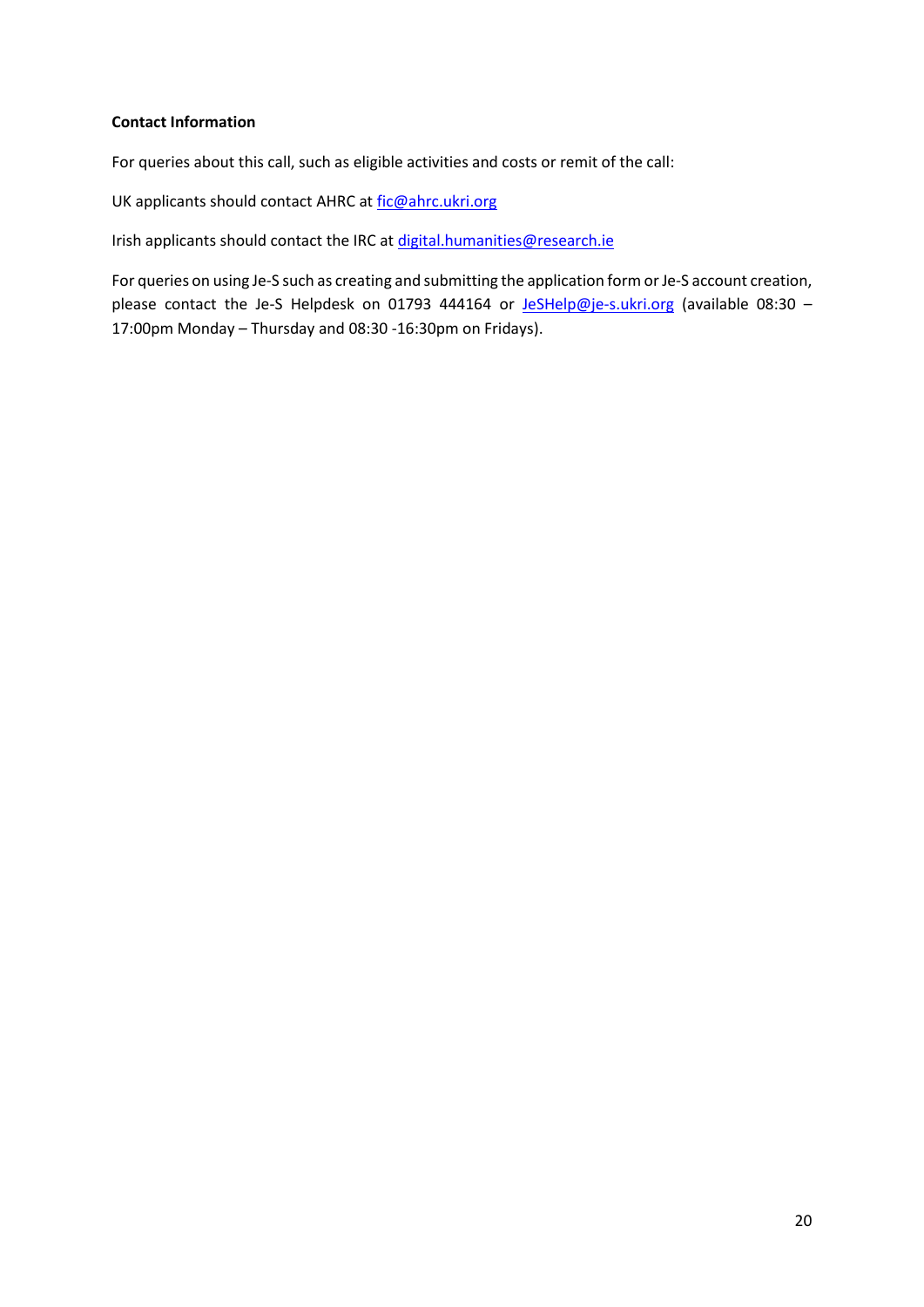**Contact Information**

For queries about this call, such as eligible activities and costs or remit of the call:

UK applicants should contact AHRC at fic@ahrc.ukri.org

Irish applicants should contact the IRC at digital.humanities@research.ie

For queries on using Je-S such as creating and submitting the application form or Je-S account creation, please contact the Je-S Helpdesk on 01793 444164 or JeSHelp@je-s.ukri.org (available 08:30 – 17:00pm Monday – Thursday and 08:30 -16:30pm on Fridays).